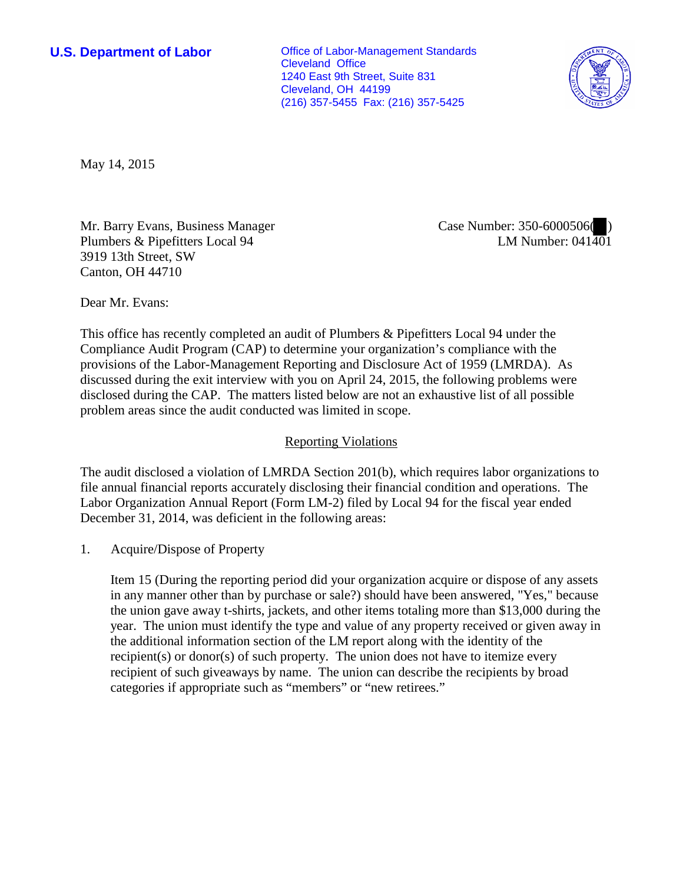**U.S. Department of Labor**

Office of Labor-Management Standards
Cleveland Office
1240 East 9th Street, Suite 831
Cleveland, OH 44199
(216) 357-5455 Fax: (216) 357-5425

May 14, 2015

Mr. Barry Evans, Business Manager
Plumbers & Pipefitters Local 94
3919 13th Street, SW
Canton, OH 44710

Case Number: 350-6000506( )
LM Number: 041401

Dear Mr. Evans:

This office has recently completed an audit of Plumbers & Pipefitters Local 94 under the Compliance Audit Program (CAP) to determine your organization's compliance with the provisions of the Labor-Management Reporting and Disclosure Act of 1959 (LMRDA). As discussed during the exit interview with you on April 24, 2015, the following problems were disclosed during the CAP. The matters listed below are not an exhaustive list of all possible problem areas since the audit conducted was limited in scope.

## Reporting Violations

The audit disclosed a violation of LMRDA Section 201(b), which requires labor organizations to file annual financial reports accurately disclosing their financial condition and operations. The Labor Organization Annual Report (Form LM-2) filed by Local 94 for the fiscal year ended December 31, 2014, was deficient in the following areas:

1. Acquire/Dispose of Property

   Item 15 (During the reporting period did your organization acquire or dispose of any assets in any manner other than by purchase or sale?) should have been answered, "Yes," because the union gave away t-shirts, jackets, and other items totaling more than $13,000 during the year. The union must identify the type and value of any property received or given away in the additional information section of the LM report along with the identity of the recipient(s) or donor(s) of such property. The union does not have to itemize every recipient of such giveaways by name. The union can describe the recipients by broad categories if appropriate such as "members" or "new retirees."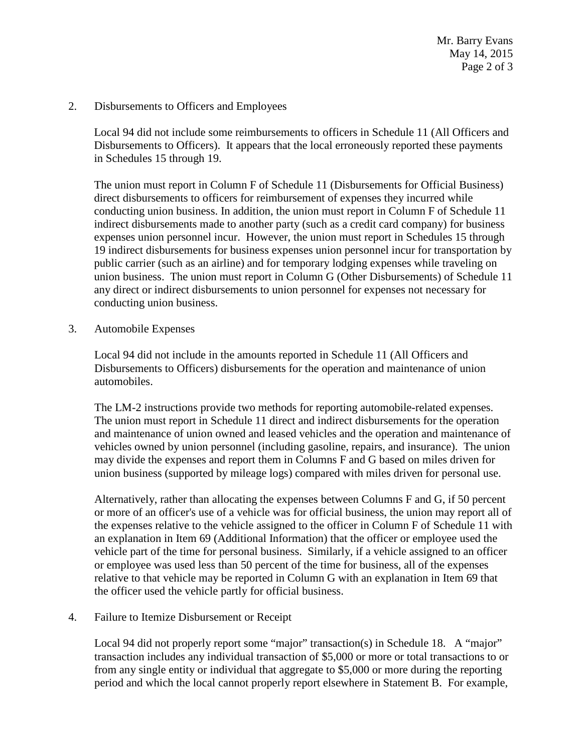2. Disbursements to Officers and Employees

   Local 94 did not include some reimbursements to officers in Schedule 11 (All Officers and Disbursements to Officers). It appears that the local erroneously reported these payments in Schedules 15 through 19.

   The union must report in Column F of Schedule 11 (Disbursements for Official Business) direct disbursements to officers for reimbursement of expenses they incurred while conducting union business. In addition, the union must report in Column F of Schedule 11 indirect disbursements made to another party (such as a credit card company) for business expenses union personnel incur. However, the union must report in Schedules 15 through 19 indirect disbursements for business expenses union personnel incur for transportation by public carrier (such as an airline) and for temporary lodging expenses while traveling on union business. The union must report in Column G (Other Disbursements) of Schedule 11 any direct or indirect disbursements to union personnel for expenses not necessary for conducting union business.

3. Automobile Expenses

   Local 94 did not include in the amounts reported in Schedule 11 (All Officers and Disbursements to Officers) disbursements for the operation and maintenance of union automobiles.

   The LM-2 instructions provide two methods for reporting automobile-related expenses. The union must report in Schedule 11 direct and indirect disbursements for the operation and maintenance of union owned and leased vehicles and the operation and maintenance of vehicles owned by union personnel (including gasoline, repairs, and insurance). The union may divide the expenses and report them in Columns F and G based on miles driven for union business (supported by mileage logs) compared with miles driven for personal use.

   Alternatively, rather than allocating the expenses between Columns F and G, if 50 percent or more of an officer's use of a vehicle was for official business, the union may report all of the expenses relative to the vehicle assigned to the officer in Column F of Schedule 11 with an explanation in Item 69 (Additional Information) that the officer or employee used the vehicle part of the time for personal business. Similarly, if a vehicle assigned to an officer or employee was used less than 50 percent of the time for business, all of the expenses relative to that vehicle may be reported in Column G with an explanation in Item 69 that the officer used the vehicle partly for official business.

4. Failure to Itemize Disbursement or Receipt

   Local 94 did not properly report some "major" transaction(s) in Schedule 18. A "major" transaction includes any individual transaction of $5,000 or more or total transactions to or from any single entity or individual that aggregate to $5,000 or more during the reporting period and which the local cannot properly report elsewhere in Statement B. For example,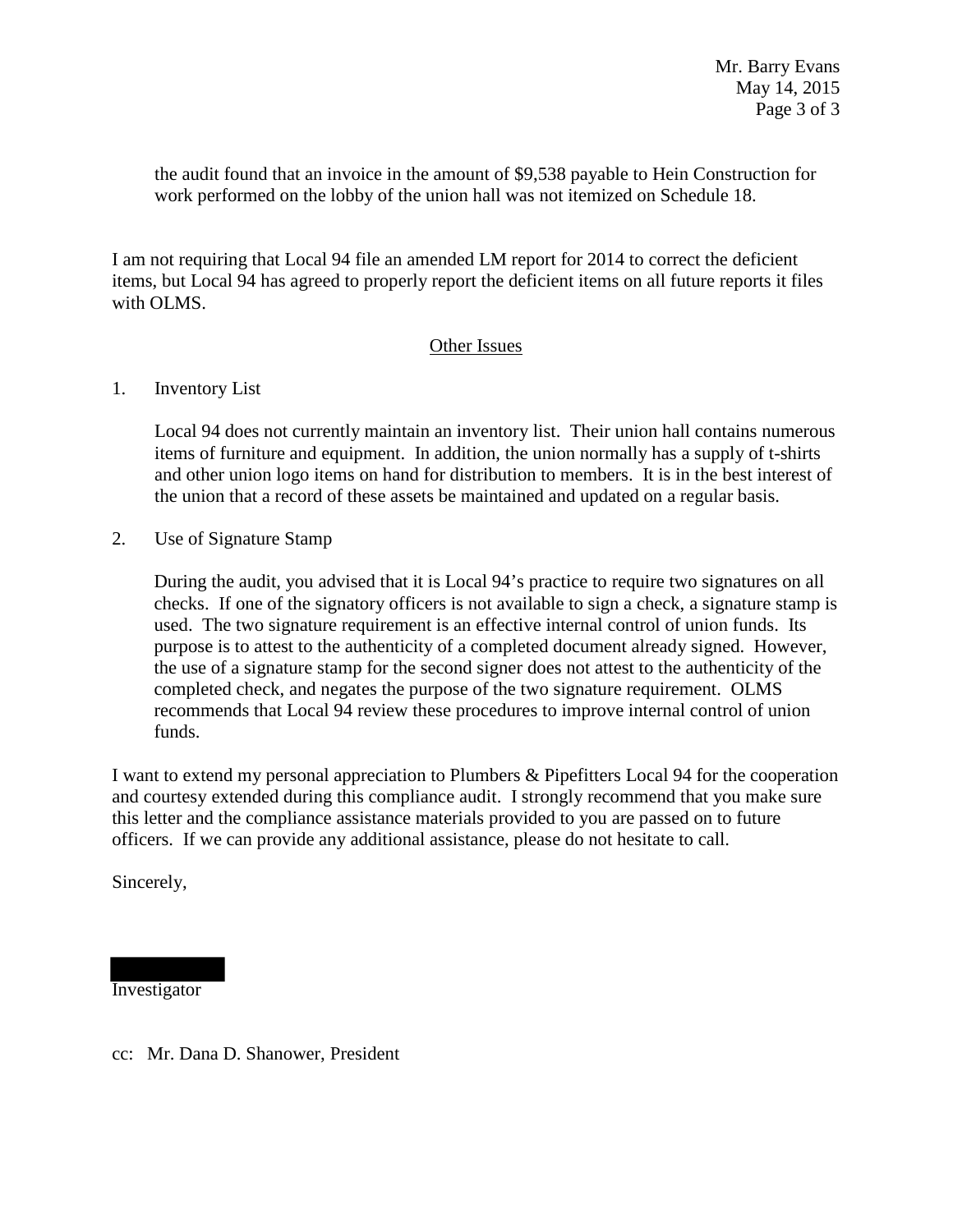the audit found that an invoice in the amount of $9,538 payable to Hein Construction for work performed on the lobby of the union hall was not itemized on Schedule 18.

I am not requiring that Local 94 file an amended LM report for 2014 to correct the deficient items, but Local 94 has agreed to properly report the deficient items on all future reports it files with OLMS.

## Other Issues

1. Inventory List

   Local 94 does not currently maintain an inventory list. Their union hall contains numerous items of furniture and equipment. In addition, the union normally has a supply of t-shirts and other union logo items on hand for distribution to members. It is in the best interest of the union that a record of these assets be maintained and updated on a regular basis.

2. Use of Signature Stamp

   During the audit, you advised that it is Local 94's practice to require two signatures on all checks. If one of the signatory officers is not available to sign a check, a signature stamp is used. The two signature requirement is an effective internal control of union funds. Its purpose is to attest to the authenticity of a completed document already signed. However, the use of a signature stamp for the second signer does not attest to the authenticity of the completed check, and negates the purpose of the two signature requirement. OLMS recommends that Local 94 review these procedures to improve internal control of union funds.

I want to extend my personal appreciation to Plumbers & Pipefitters Local 94 for the cooperation and courtesy extended during this compliance audit. I strongly recommend that you make sure this letter and the compliance assistance materials provided to you are passed on to future officers. If we can provide any additional assistance, please do not hesitate to call.

Sincerely,

Investigator

cc: Mr. Dana D. Shanower, President